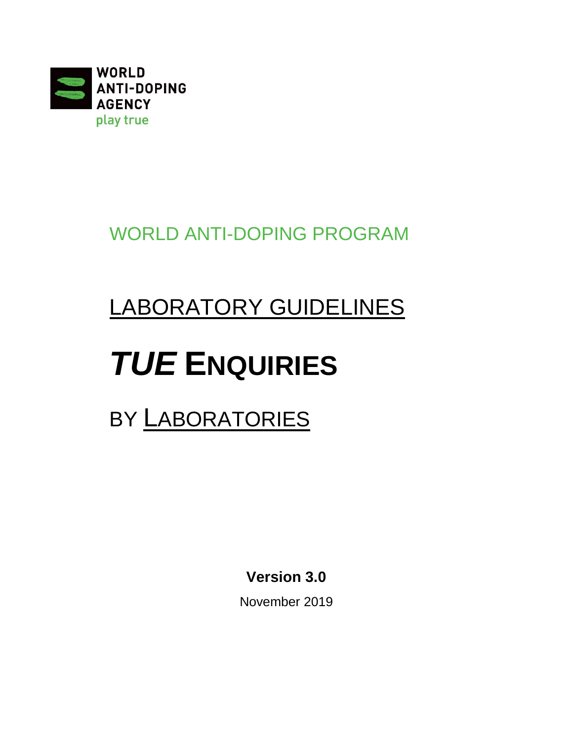WORLD ANTI-DOPING AGENCY

play true

WORLD ANTI-DOPING PROGRAM

# LABORATORY GUIDELINES

# *TUE* ENQUIRIES

# BY LABORATORIES

**Version 3.0**

November 2019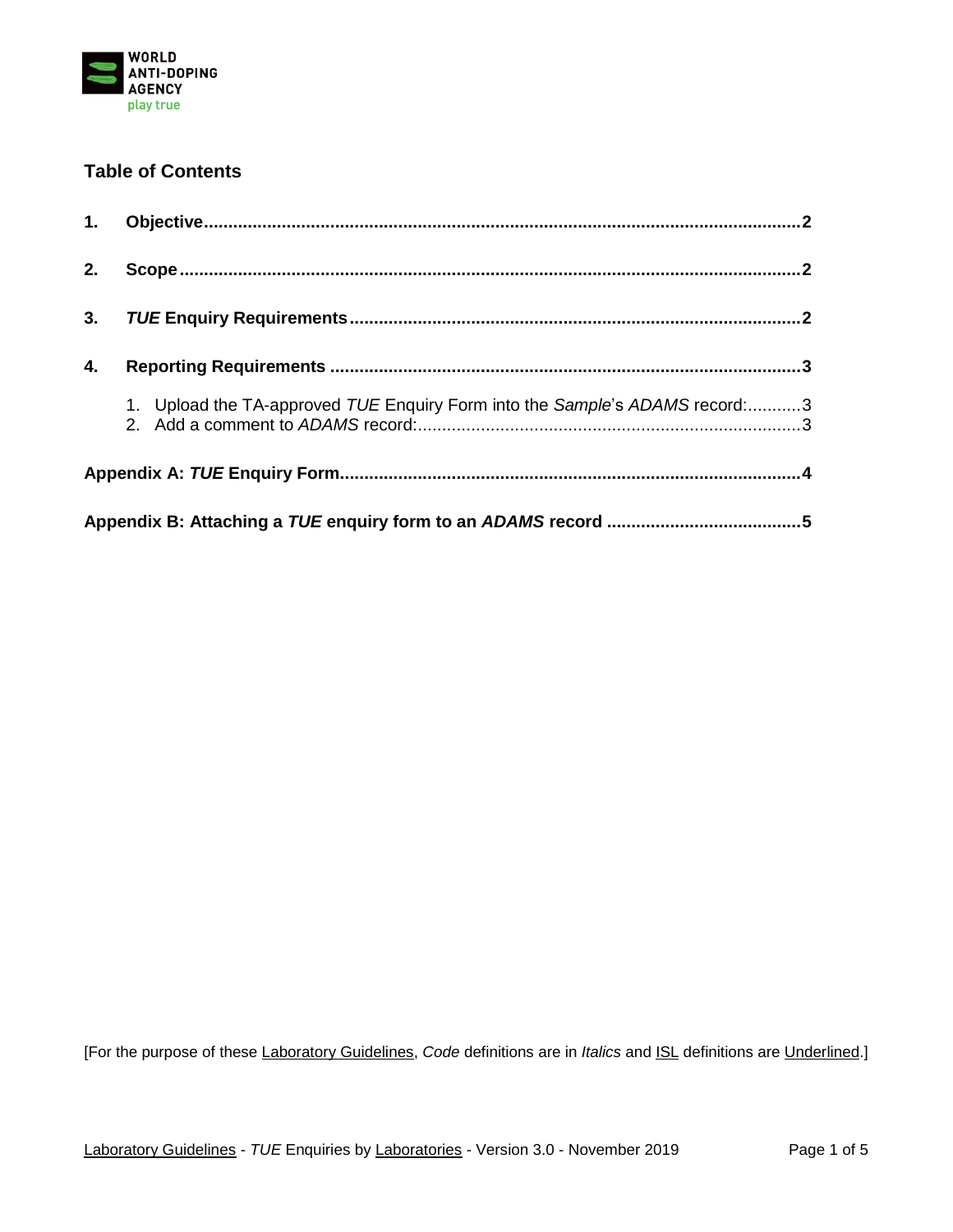## Table of Contents

**1. Objective** .......... **2**

**2. Scope** .......... **2**

**3. *TUE* Enquiry Requirements** .......... **2**

**4. Reporting Requirements** .......... **3**

1. Upload the TA-approved *TUE* Enquiry Form into the *Sample*'s *ADAMS* record: .......... 3
2. Add a comment to *ADAMS* record: .......... 3

**Appendix A: *TUE* Enquiry Form** .......... **4**

**Appendix B: Attaching a *TUE* enquiry form to an *ADAMS* record** .......... **5**

[For the purpose of these Laboratory Guidelines, *Code* definitions are in *Italics* and ISL definitions are Underlined.]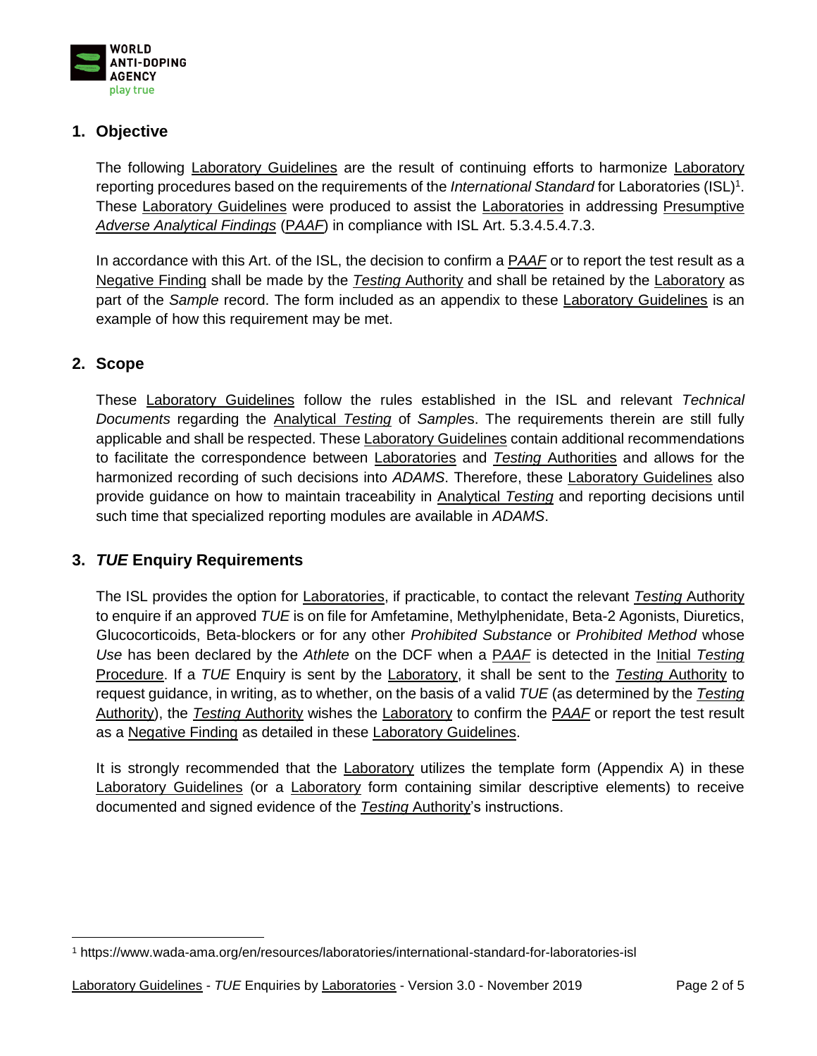## 1. Objective

The following Laboratory Guidelines are the result of continuing efforts to harmonize Laboratory reporting procedures based on the requirements of the *International Standard* for Laboratories (ISL)[1]. These Laboratory Guidelines were produced to assist the Laboratories in addressing Presumptive *Adverse Analytical Findings* (P*AAF*) in compliance with ISL Art. 5.3.4.5.4.7.3.

In accordance with this Art. of the ISL, the decision to confirm a P*AAF* or to report the test result as a Negative Finding shall be made by the *Testing* Authority and shall be retained by the Laboratory as part of the *Sample* record. The form included as an appendix to these Laboratory Guidelines is an example of how this requirement may be met.

## 2. Scope

These Laboratory Guidelines follow the rules established in the ISL and relevant *Technical Documents* regarding the Analytical *Testing* of *Sample*s. The requirements therein are still fully applicable and shall be respected. These Laboratory Guidelines contain additional recommendations to facilitate the correspondence between Laboratories and *Testing* Authorities and allows for the harmonized recording of such decisions into *ADAMS*. Therefore, these Laboratory Guidelines also provide guidance on how to maintain traceability in Analytical *Testing* and reporting decisions until such time that specialized reporting modules are available in *ADAMS*.

## 3. *TUE* Enquiry Requirements

The ISL provides the option for Laboratories, if practicable, to contact the relevant *Testing* Authority to enquire if an approved *TUE* is on file for Amfetamine, Methylphenidate, Beta-2 Agonists, Diuretics, Glucocorticoids, Beta-blockers or for any other *Prohibited Substance* or *Prohibited Method* whose *Use* has been declared by the *Athlete* on the DCF when a P*AAF* is detected in the Initial *Testing* Procedure. If a *TUE* Enquiry is sent by the Laboratory, it shall be sent to the *Testing* Authority to request guidance, in writing, as to whether, on the basis of a valid *TUE* (as determined by the *Testing* Authority), the *Testing* Authority wishes the Laboratory to confirm the P*AAF* or report the test result as a Negative Finding as detailed in these Laboratory Guidelines.

It is strongly recommended that the Laboratory utilizes the template form (Appendix A) in these Laboratory Guidelines (or a Laboratory form containing similar descriptive elements) to receive documented and signed evidence of the *Testing* Authority's instructions.

[1] https://www.wada-ama.org/en/resources/laboratories/international-standard-for-laboratories-isl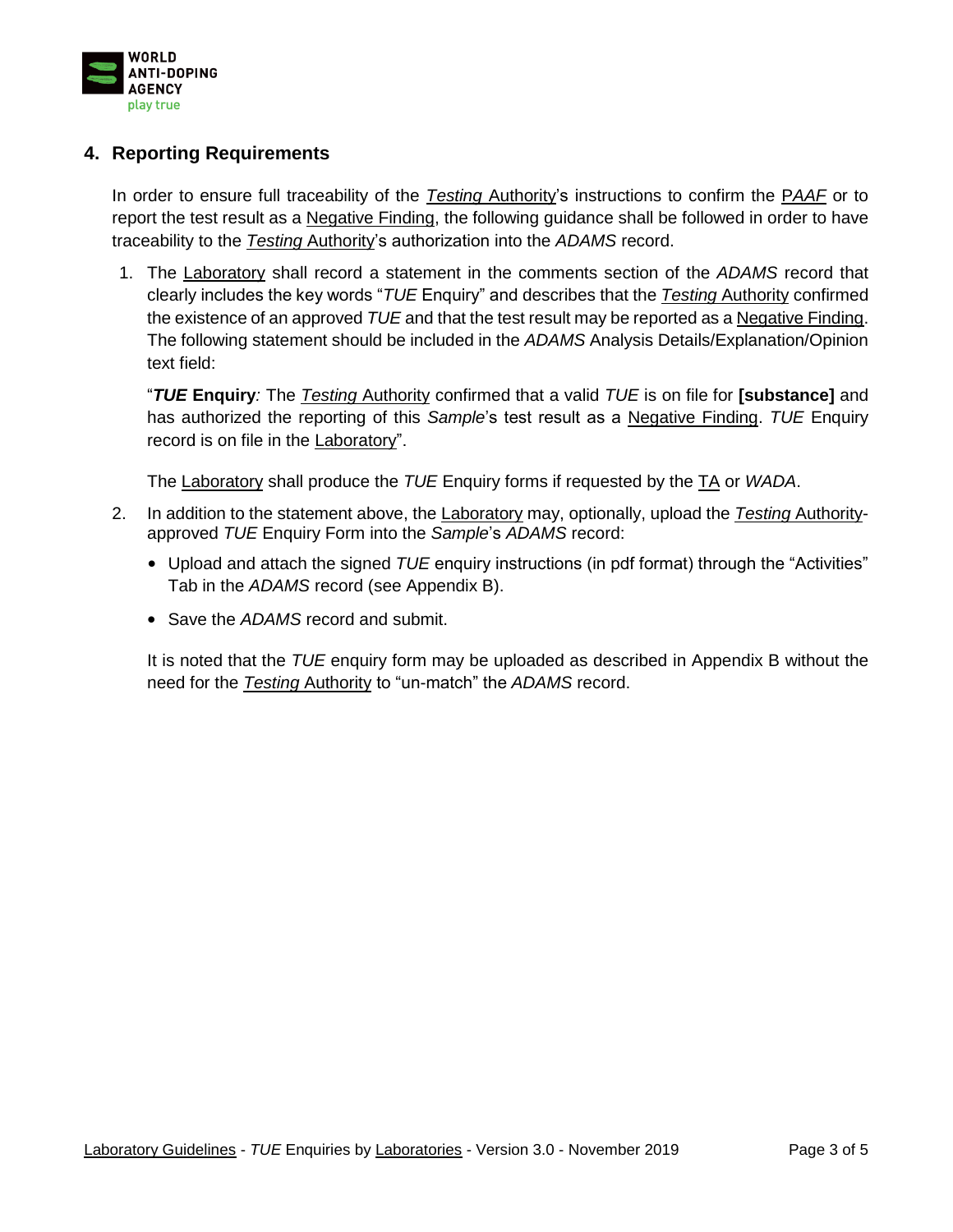## 4. Reporting Requirements

In order to ensure full traceability of the *Testing* Authority's instructions to confirm the P*AAF* or to report the test result as a Negative Finding, the following guidance shall be followed in order to have traceability to the *Testing* Authority's authorization into the *ADAMS* record.

1. The Laboratory shall record a statement in the comments section of the *ADAMS* record that clearly includes the key words "*TUE* Enquiry" and describes that the *Testing* Authority confirmed the existence of an approved *TUE* and that the test result may be reported as a Negative Finding. The following statement should be included in the *ADAMS* Analysis Details/Explanation/Opinion text field:

   "***TUE* Enquiry***:* The *Testing* Authority confirmed that a valid *TUE* is on file for **[substance]** and has authorized the reporting of this *Sample*'s test result as a Negative Finding. *TUE* Enquiry record is on file in the Laboratory".

   The Laboratory shall produce the *TUE* Enquiry forms if requested by the TA or *WADA*.

2. In addition to the statement above, the Laboratory may, optionally, upload the *Testing* Authority-approved *TUE* Enquiry Form into the *Sample*'s *ADAMS* record:

   - Upload and attach the signed *TUE* enquiry instructions (in pdf format) through the "Activities" Tab in the *ADAMS* record (see Appendix B).
   - Save the *ADAMS* record and submit.

   It is noted that the *TUE* enquiry form may be uploaded as described in Appendix B without the need for the *Testing* Authority to "un-match" the *ADAMS* record.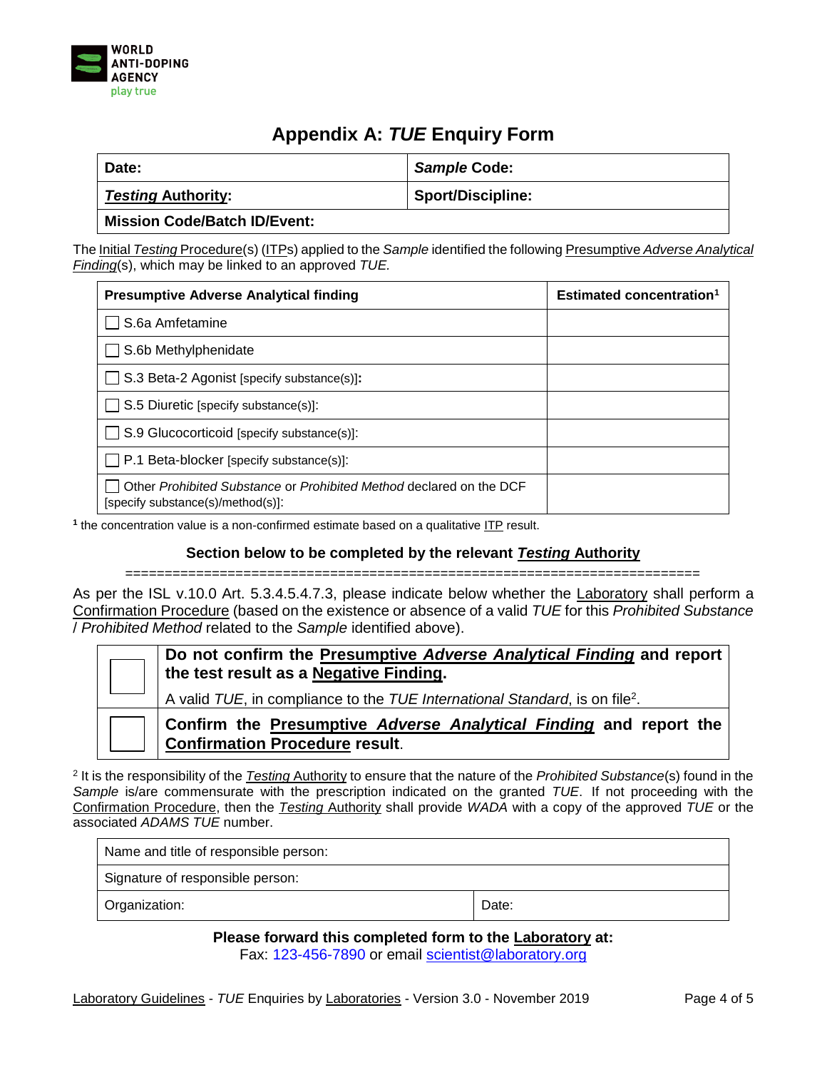# Appendix A: *TUE* Enquiry Form

| **Date:** | ***Sample* Code:** |
|---|---|
| ***Testing* Authority:** | **Sport/Discipline:** |
| **Mission Code/Batch ID/Event:** | |

The Initial *Testing* Procedure(s) (ITPs) applied to the *Sample* identified the following Presumptive *Adverse Analytical Finding*(s), which may be linked to an approved *TUE*.

| **Presumptive Adverse Analytical finding** | **Estimated concentration[1]** |
|---|---|
| ☐ S.6a Amfetamine | |
| ☐ S.6b Methylphenidate | |
| ☐ S.3 Beta-2 Agonist [specify substance(s)]: | |
| ☐ S.5 Diuretic [specify substance(s)]: | |
| ☐ S.9 Glucocorticoid [specify substance(s)]: | |
| ☐ P.1 Beta-blocker [specify substance(s)]: | |
| ☐ Other *Prohibited Substance* or *Prohibited Method* declared on the DCF [specify substance(s)/method(s)]: | |

[1] the concentration value is a non-confirmed estimate based on a qualitative ITP result.

**Section below to be completed by the relevant *Testing* Authority**

=====================================================================

As per the ISL v.10.0 Art. 5.3.4.5.4.7.3, please indicate below whether the Laboratory shall perform a Confirmation Procedure (based on the existence or absence of a valid *TUE* for this *Prohibited Substance* / *Prohibited Method* related to the *Sample* identified above).

| | |
|---|---|
| ☐ | **Do not confirm the Presumptive *Adverse Analytical Finding* and report the test result as a Negative Finding.** A valid *TUE*, in compliance to the *TUE International Standard*, is on file[2]. |
| ☐ | **Confirm the Presumptive *Adverse Analytical Finding* and report the Confirmation Procedure result.** |

[2] It is the responsibility of the *Testing* Authority to ensure that the nature of the *Prohibited Substance*(s) found in the *Sample* is/are commensurate with the prescription indicated on the granted *TUE*. If not proceeding with the Confirmation Procedure, then the *Testing* Authority shall provide *WADA* with a copy of the approved *TUE* or the associated *ADAMS TUE* number.

| Name and title of responsible person: | |
|---|---|
| Signature of responsible person: | |
| Organization: | Date: |

**Please forward this completed form to the Laboratory at:**
Fax: 123-456-7890 or email scientist@laboratory.org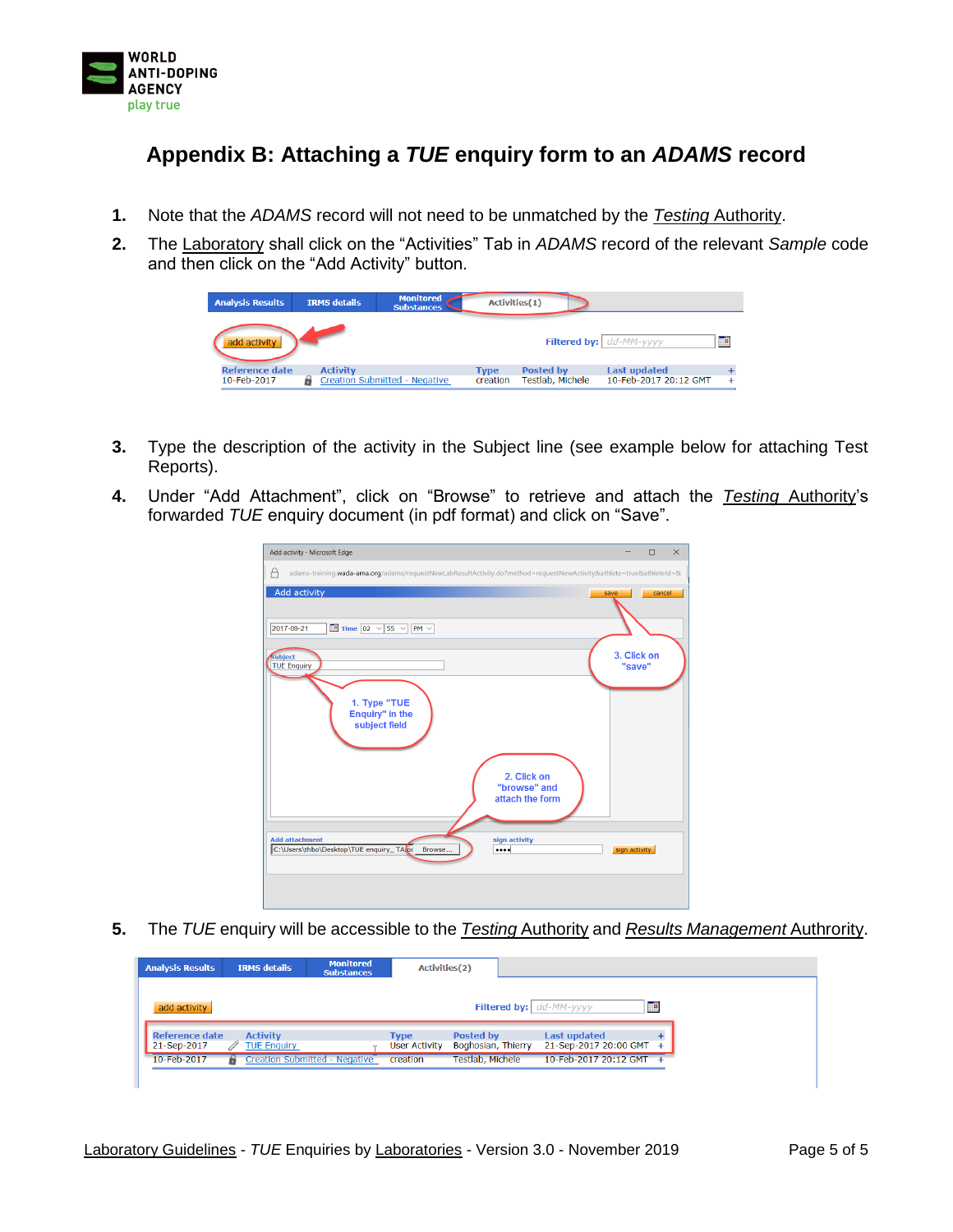## Appendix B: Attaching a *TUE* enquiry form to an *ADAMS* record

1. Note that the *ADAMS* record will not need to be unmatched by the *Testing* Authority.
2. The Laboratory shall click on the “Activities” Tab in *ADAMS* record of the relevant *Sample* code and then click on the “Add Activity” button.

3. Type the description of the activity in the Subject line (see example below for attaching Test Reports).
4. Under “Add Attachment”, click on “Browse” to retrieve and attach the *Testing* Authority’s forwarded *TUE* enquiry document (in pdf format) and click on “Save”.

5. The *TUE* enquiry will be accessible to the *Testing* Authority and *Results Management* Authrority.